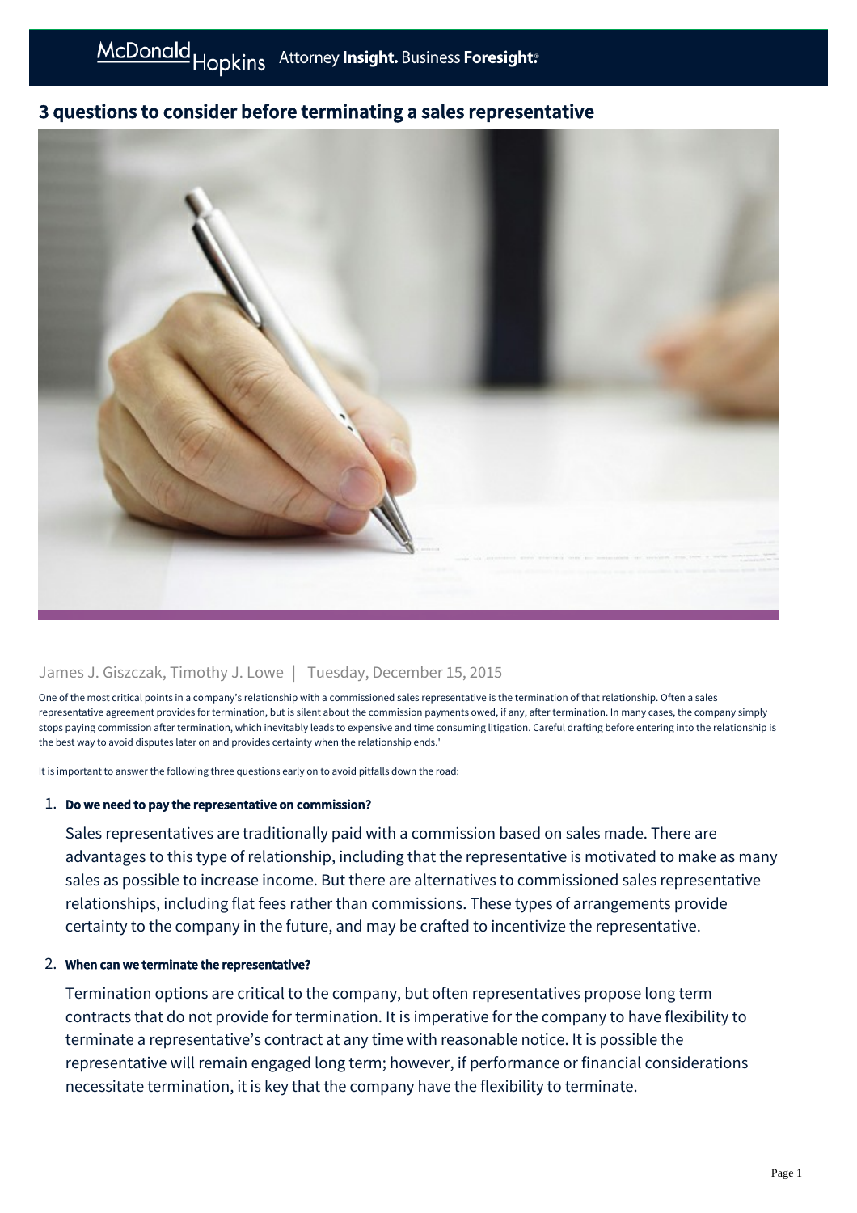# 3 questions to consider before terminating a sales representative

James J. Giszczak, Timothy J. Lowe | Tuesday, December 15, 2015

One of the most critical points in a company's relationship with a commissioned sales representative is the termination of that relationship. Often a sales representative agreement provides for termination, but is silent about the commission payments owed, if any, after termination. In many cases, the company simply stops paying commission after termination, which inevitably leads to expensive and time consuming litigation. Careful drafting before entering into the relationship is the best way to avoid disputes later on and provides certainty when the relationship ends.'

It is important to answer the following three questions early on to avoid pitfalls down the road:

1. **Do we need to pay the representative on commission?**

   Sales representatives are traditionally paid with a commission based on sales made. There are advantages to this type of relationship, including that the representative is motivated to make as many sales as possible to increase income. But there are alternatives to commissioned sales representative relationships, including flat fees rather than commissions. These types of arrangements provide certainty to the company in the future, and may be crafted to incentivize the representative.

2. **When can we terminate the representative?**

   Termination options are critical to the company, but often representatives propose long term contracts that do not provide for termination. It is imperative for the company to have flexibility to terminate a representative's contract at any time with reasonable notice. It is possible the representative will remain engaged long term; however, if performance or financial considerations necessitate termination, it is key that the company have the flexibility to terminate.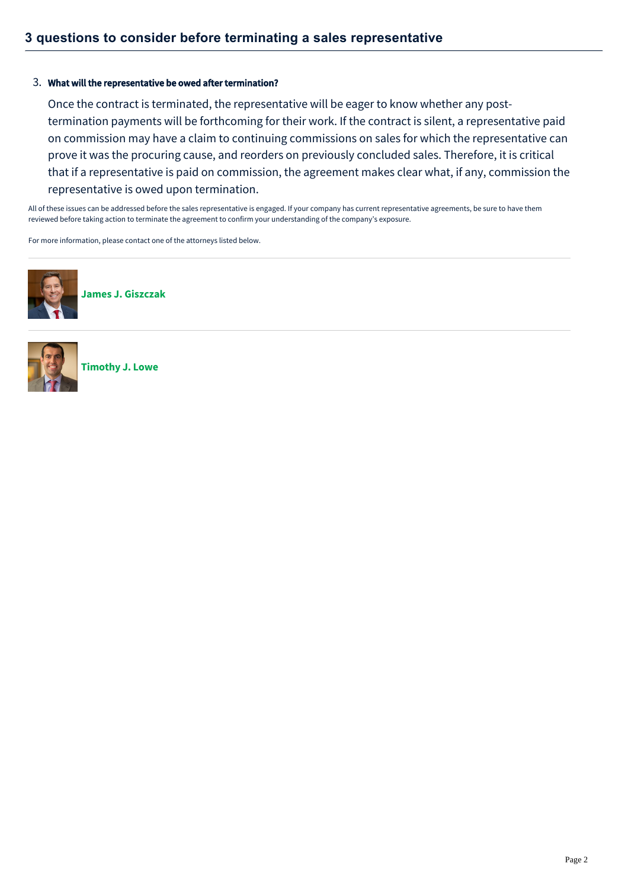3. **What will the representative be owed after termination?**

   Once the contract is terminated, the representative will be eager to know whether any post-termination payments will be forthcoming for their work. If the contract is silent, a representative paid on commission may have a claim to continuing commissions on sales for which the representative can prove it was the procuring cause, and reorders on previously concluded sales. Therefore, it is critical that if a representative is paid on commission, the agreement makes clear what, if any, commission the representative is owed upon termination.

All of these issues can be addressed before the sales representative is engaged. If your company has current representative agreements, be sure to have them reviewed before taking action to terminate the agreement to confirm your understanding of the company's exposure.

For more information, please contact one of the attorneys listed below.

---

**James J. Giszczak**

---

**Timothy J. Lowe**